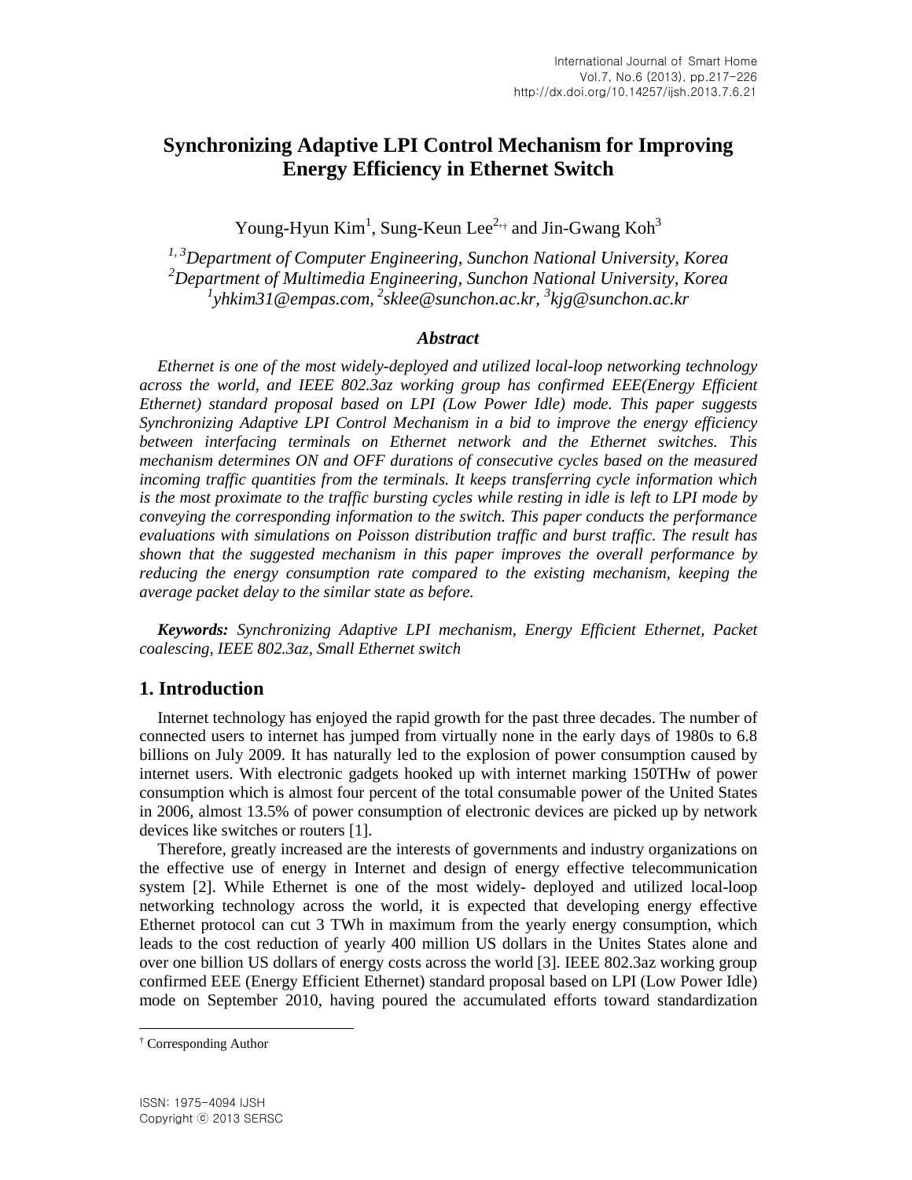# Synchronizing Adaptive LPI Control Mechanism for Improving Energy Efficiency in Ethernet Switch

Young-Hyun Kim[1], Sung-Keun Lee[2,†] and Jin-Gwang Koh[3]

*[1, 3]Department of Computer Engineering, Sunchon National University, Korea*
*[2]Department of Multimedia Engineering, Sunchon National University, Korea*
*[1]yhkim31@empas.com, [2]sklee@sunchon.ac.kr, [3]kjg@sunchon.ac.kr*

### *Abstract*

*Ethernet is one of the most widely-deployed and utilized local-loop networking technology across the world, and IEEE 802.3az working group has confirmed EEE(Energy Efficient Ethernet) standard proposal based on LPI (Low Power Idle) mode. This paper suggests Synchronizing Adaptive LPI Control Mechanism in a bid to improve the energy efficiency between interfacing terminals on Ethernet network and the Ethernet switches. This mechanism determines ON and OFF durations of consecutive cycles based on the measured incoming traffic quantities from the terminals. It keeps transferring cycle information which is the most proximate to the traffic bursting cycles while resting in idle is left to LPI mode by conveying the corresponding information to the switch. This paper conducts the performance evaluations with simulations on Poisson distribution traffic and burst traffic. The result has shown that the suggested mechanism in this paper improves the overall performance by reducing the energy consumption rate compared to the existing mechanism, keeping the average packet delay to the similar state as before.*

***Keywords:*** *Synchronizing Adaptive LPI mechanism, Energy Efficient Ethernet, Packet coalescing, IEEE 802.3az, Small Ethernet switch*

## 1. Introduction

Internet technology has enjoyed the rapid growth for the past three decades. The number of connected users to internet has jumped from virtually none in the early days of 1980s to 6.8 billions on July 2009. It has naturally led to the explosion of power consumption caused by internet users. With electronic gadgets hooked up with internet marking 150THw of power consumption which is almost four percent of the total consumable power of the United States in 2006, almost 13.5% of power consumption of electronic devices are picked up by network devices like switches or routers [1].

Therefore, greatly increased are the interests of governments and industry organizations on the effective use of energy in Internet and design of energy effective telecommunication system [2]. While Ethernet is one of the most widely- deployed and utilized local-loop networking technology across the world, it is expected that developing energy effective Ethernet protocol can cut 3 TWh in maximum from the yearly energy consumption, which leads to the cost reduction of yearly 400 million US dollars in the Unites States alone and over one billion US dollars of energy costs across the world [3]. IEEE 802.3az working group confirmed EEE (Energy Efficient Ethernet) standard proposal based on LPI (Low Power Idle) mode on September 2010, having poured the accumulated efforts toward standardization

† Corresponding Author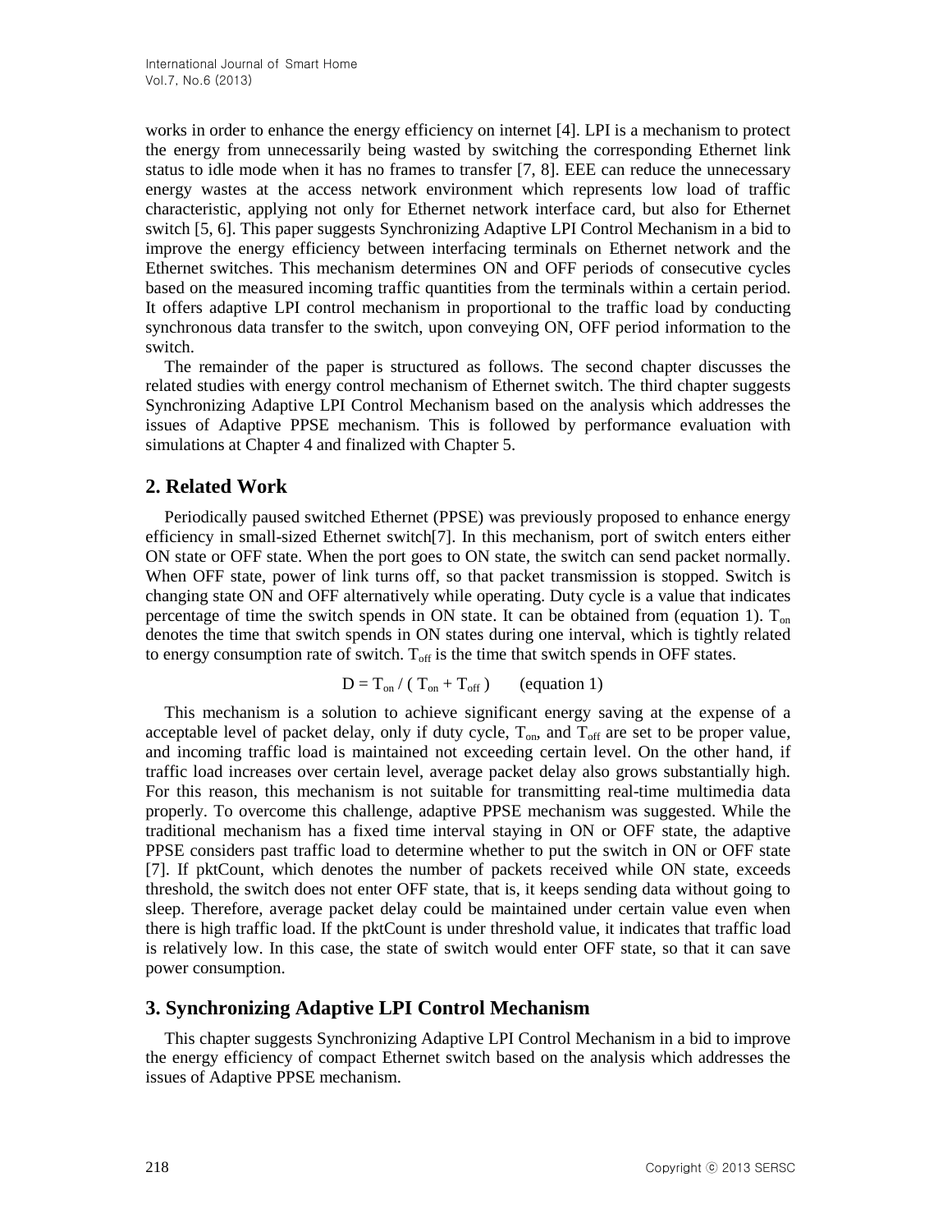works in order to enhance the energy efficiency on internet [4]. LPI is a mechanism to protect the energy from unnecessarily being wasted by switching the corresponding Ethernet link status to idle mode when it has no frames to transfer [7, 8]. EEE can reduce the unnecessary energy wastes at the access network environment which represents low load of traffic characteristic, applying not only for Ethernet network interface card, but also for Ethernet switch [5, 6]. This paper suggests Synchronizing Adaptive LPI Control Mechanism in a bid to improve the energy efficiency between interfacing terminals on Ethernet network and the Ethernet switches. This mechanism determines ON and OFF periods of consecutive cycles based on the measured incoming traffic quantities from the terminals within a certain period. It offers adaptive LPI control mechanism in proportional to the traffic load by conducting synchronous data transfer to the switch, upon conveying ON, OFF period information to the switch.

The remainder of the paper is structured as follows. The second chapter discusses the related studies with energy control mechanism of Ethernet switch. The third chapter suggests Synchronizing Adaptive LPI Control Mechanism based on the analysis which addresses the issues of Adaptive PPSE mechanism. This is followed by performance evaluation with simulations at Chapter 4 and finalized with Chapter 5.

## 2. Related Work

Periodically paused switched Ethernet (PPSE) was previously proposed to enhance energy efficiency in small-sized Ethernet switch[7]. In this mechanism, port of switch enters either ON state or OFF state. When the port goes to ON state, the switch can send packet normally. When OFF state, power of link turns off, so that packet transmission is stopped. Switch is changing state ON and OFF alternatively while operating. Duty cycle is a value that indicates percentage of time the switch spends in ON state. It can be obtained from (equation 1). $T_{on}$ denotes the time that switch spends in ON states during one interval, which is tightly related to energy consumption rate of switch. $T_{off}$ is the time that switch spends in OFF states.

$$D = T_{on} / ( T_{on} + T_{off} ) \qquad \text{(equation 1)}$$

This mechanism is a solution to achieve significant energy saving at the expense of a acceptable level of packet delay, only if duty cycle, $T_{on}$, and $T_{off}$ are set to be proper value, and incoming traffic load is maintained not exceeding certain level. On the other hand, if traffic load increases over certain level, average packet delay also grows substantially high. For this reason, this mechanism is not suitable for transmitting real-time multimedia data properly. To overcome this challenge, adaptive PPSE mechanism was suggested. While the traditional mechanism has a fixed time interval staying in ON or OFF state, the adaptive PPSE considers past traffic load to determine whether to put the switch in ON or OFF state [7]. If pktCount, which denotes the number of packets received while ON state, exceeds threshold, the switch does not enter OFF state, that is, it keeps sending data without going to sleep. Therefore, average packet delay could be maintained under certain value even when there is high traffic load. If the pktCount is under threshold value, it indicates that traffic load is relatively low. In this case, the state of switch would enter OFF state, so that it can save power consumption.

## 3. Synchronizing Adaptive LPI Control Mechanism

This chapter suggests Synchronizing Adaptive LPI Control Mechanism in a bid to improve the energy efficiency of compact Ethernet switch based on the analysis which addresses the issues of Adaptive PPSE mechanism.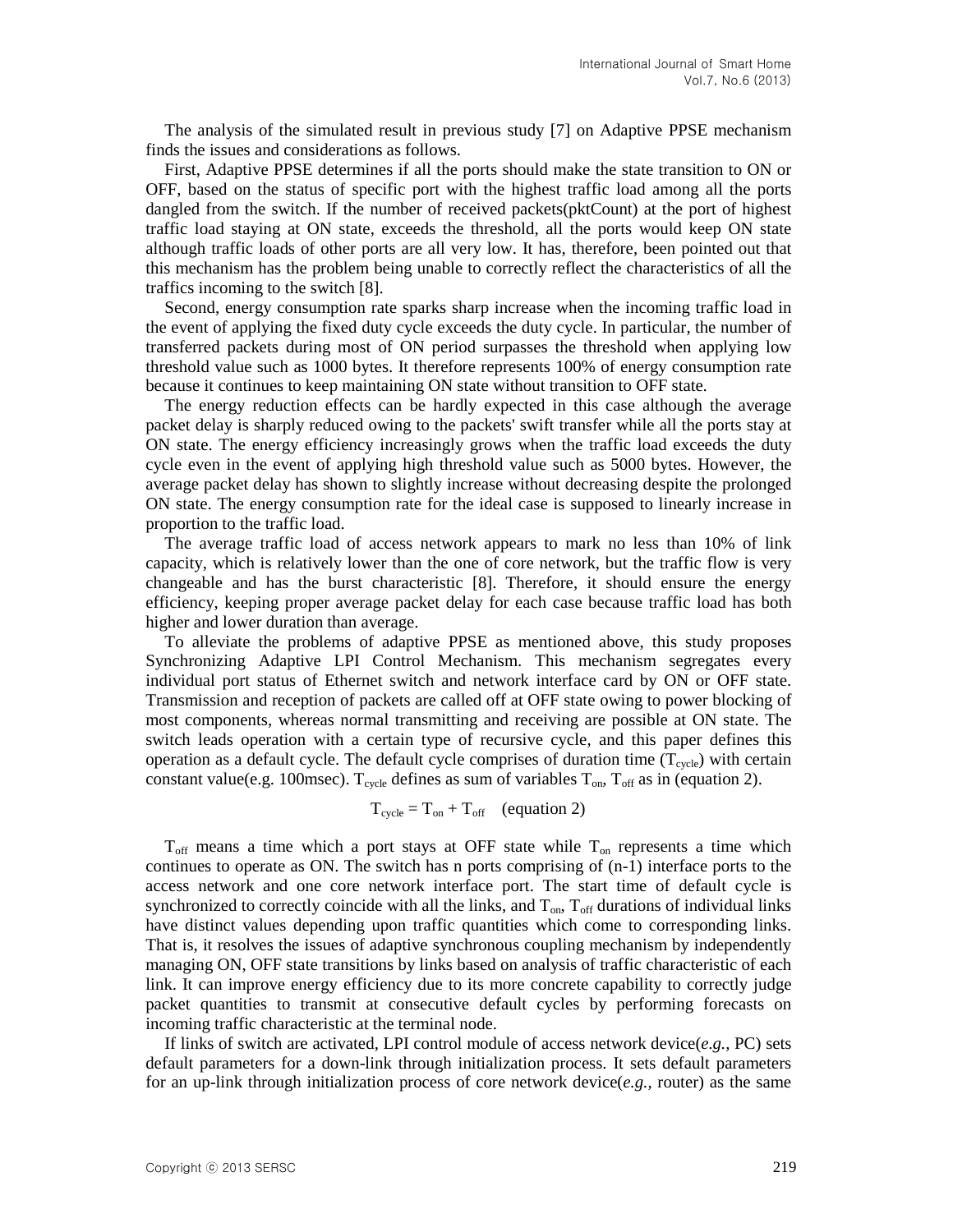The analysis of the simulated result in previous study [7] on Adaptive PPSE mechanism finds the issues and considerations as follows.

First, Adaptive PPSE determines if all the ports should make the state transition to ON or OFF, based on the status of specific port with the highest traffic load among all the ports dangled from the switch. If the number of received packets(pktCount) at the port of highest traffic load staying at ON state, exceeds the threshold, all the ports would keep ON state although traffic loads of other ports are all very low. It has, therefore, been pointed out that this mechanism has the problem being unable to correctly reflect the characteristics of all the traffics incoming to the switch [8].

Second, energy consumption rate sparks sharp increase when the incoming traffic load in the event of applying the fixed duty cycle exceeds the duty cycle. In particular, the number of transferred packets during most of ON period surpasses the threshold when applying low threshold value such as 1000 bytes. It therefore represents 100% of energy consumption rate because it continues to keep maintaining ON state without transition to OFF state.

The energy reduction effects can be hardly expected in this case although the average packet delay is sharply reduced owing to the packets' swift transfer while all the ports stay at ON state. The energy efficiency increasingly grows when the traffic load exceeds the duty cycle even in the event of applying high threshold value such as 5000 bytes. However, the average packet delay has shown to slightly increase without decreasing despite the prolonged ON state. The energy consumption rate for the ideal case is supposed to linearly increase in proportion to the traffic load.

The average traffic load of access network appears to mark no less than 10% of link capacity, which is relatively lower than the one of core network, but the traffic flow is very changeable and has the burst characteristic [8]. Therefore, it should ensure the energy efficiency, keeping proper average packet delay for each case because traffic load has both higher and lower duration than average.

To alleviate the problems of adaptive PPSE as mentioned above, this study proposes Synchronizing Adaptive LPI Control Mechanism. This mechanism segregates every individual port status of Ethernet switch and network interface card by ON or OFF state. Transmission and reception of packets are called off at OFF state owing to power blocking of most components, whereas normal transmitting and receiving are possible at ON state. The switch leads operation with a certain type of recursive cycle, and this paper defines this operation as a default cycle. The default cycle comprises of duration time ($T_{cycle}$) with certain constant value(e.g. 100msec). $T_{cycle}$ defines as sum of variables $T_{on}$, $T_{off}$ as in (equation 2).

$$T_{cycle} = T_{on} + T_{off} \quad \text{(equation 2)}$$

$T_{off}$ means a time which a port stays at OFF state while $T_{on}$ represents a time which continues to operate as ON. The switch has n ports comprising of (n-1) interface ports to the access network and one core network interface port. The start time of default cycle is synchronized to correctly coincide with all the links, and $T_{on}$, $T_{off}$ durations of individual links have distinct values depending upon traffic quantities which come to corresponding links. That is, it resolves the issues of adaptive synchronous coupling mechanism by independently managing ON, OFF state transitions by links based on analysis of traffic characteristic of each link. It can improve energy efficiency due to its more concrete capability to correctly judge packet quantities to transmit at consecutive default cycles by performing forecasts on incoming traffic characteristic at the terminal node.

If links of switch are activated, LPI control module of access network device(*e.g.*, PC) sets default parameters for a down-link through initialization process. It sets default parameters for an up-link through initialization process of core network device(*e.g.*, router) as the same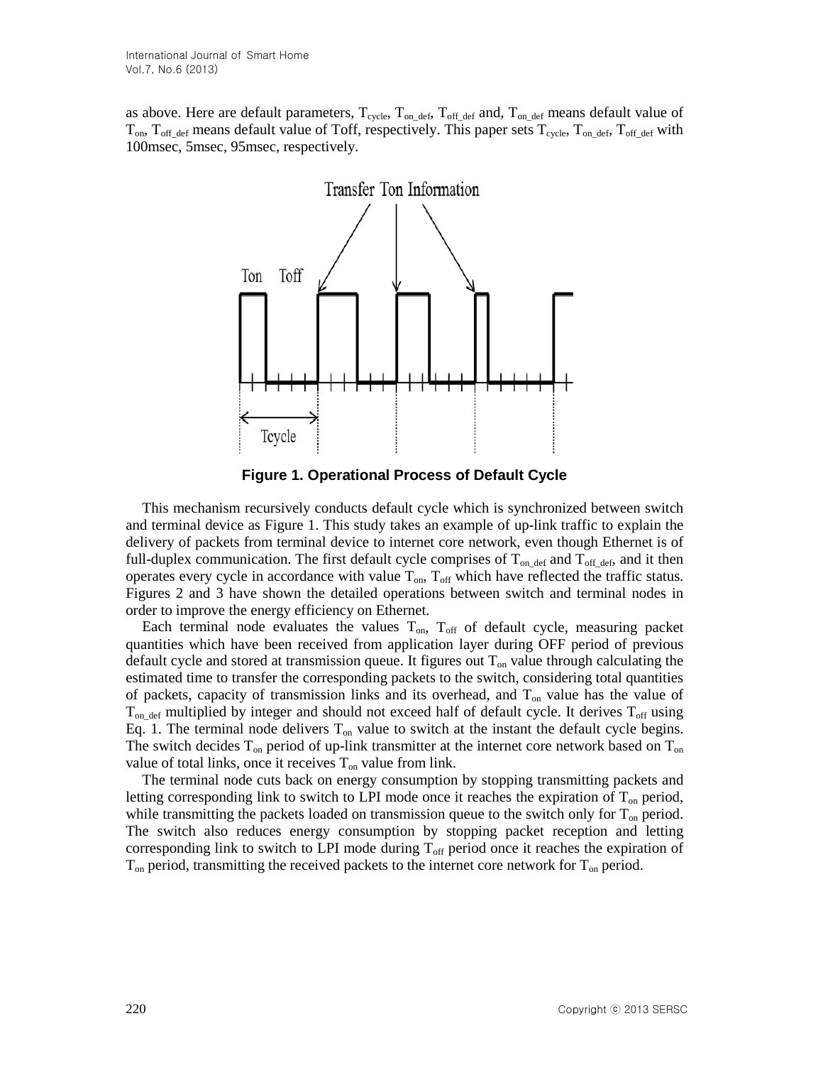as above. Here are default parameters, $T_{cycle}$, $T_{on\_def}$, $T_{off\_def}$ and, $T_{on\_def}$ means default value of $T_{on}$, $T_{off\_def}$ means default value of Toff, respectively. This paper sets $T_{cycle}$, $T_{on\_def}$, $T_{off\_def}$ with 100msec, 5msec, 95msec, respectively.

**Figure 1. Operational Process of Default Cycle**

This mechanism recursively conducts default cycle which is synchronized between switch and terminal device as Figure 1. This study takes an example of up-link traffic to explain the delivery of packets from terminal device to internet core network, even though Ethernet is of full-duplex communication. The first default cycle comprises of $T_{on\_def}$ and $T_{off\_def}$, and it then operates every cycle in accordance with value $T_{on}$, $T_{off}$ which have reflected the traffic status. Figures 2 and 3 have shown the detailed operations between switch and terminal nodes in order to improve the energy efficiency on Ethernet.

Each terminal node evaluates the values $T_{on}$, $T_{off}$ of default cycle, measuring packet quantities which have been received from application layer during OFF period of previous default cycle and stored at transmission queue. It figures out $T_{on}$ value through calculating the estimated time to transfer the corresponding packets to the switch, considering total quantities of packets, capacity of transmission links and its overhead, and $T_{on}$ value has the value of $T_{on\_def}$ multiplied by integer and should not exceed half of default cycle. It derives $T_{off}$ using Eq. 1. The terminal node delivers $T_{on}$ value to switch at the instant the default cycle begins. The switch decides $T_{on}$ period of up-link transmitter at the internet core network based on $T_{on}$ value of total links, once it receives $T_{on}$ value from link.

The terminal node cuts back on energy consumption by stopping transmitting packets and letting corresponding link to switch to LPI mode once it reaches the expiration of $T_{on}$ period, while transmitting the packets loaded on transmission queue to the switch only for $T_{on}$ period. The switch also reduces energy consumption by stopping packet reception and letting corresponding link to switch to LPI mode during $T_{off}$ period once it reaches the expiration of $T_{on}$ period, transmitting the received packets to the internet core network for $T_{on}$ period.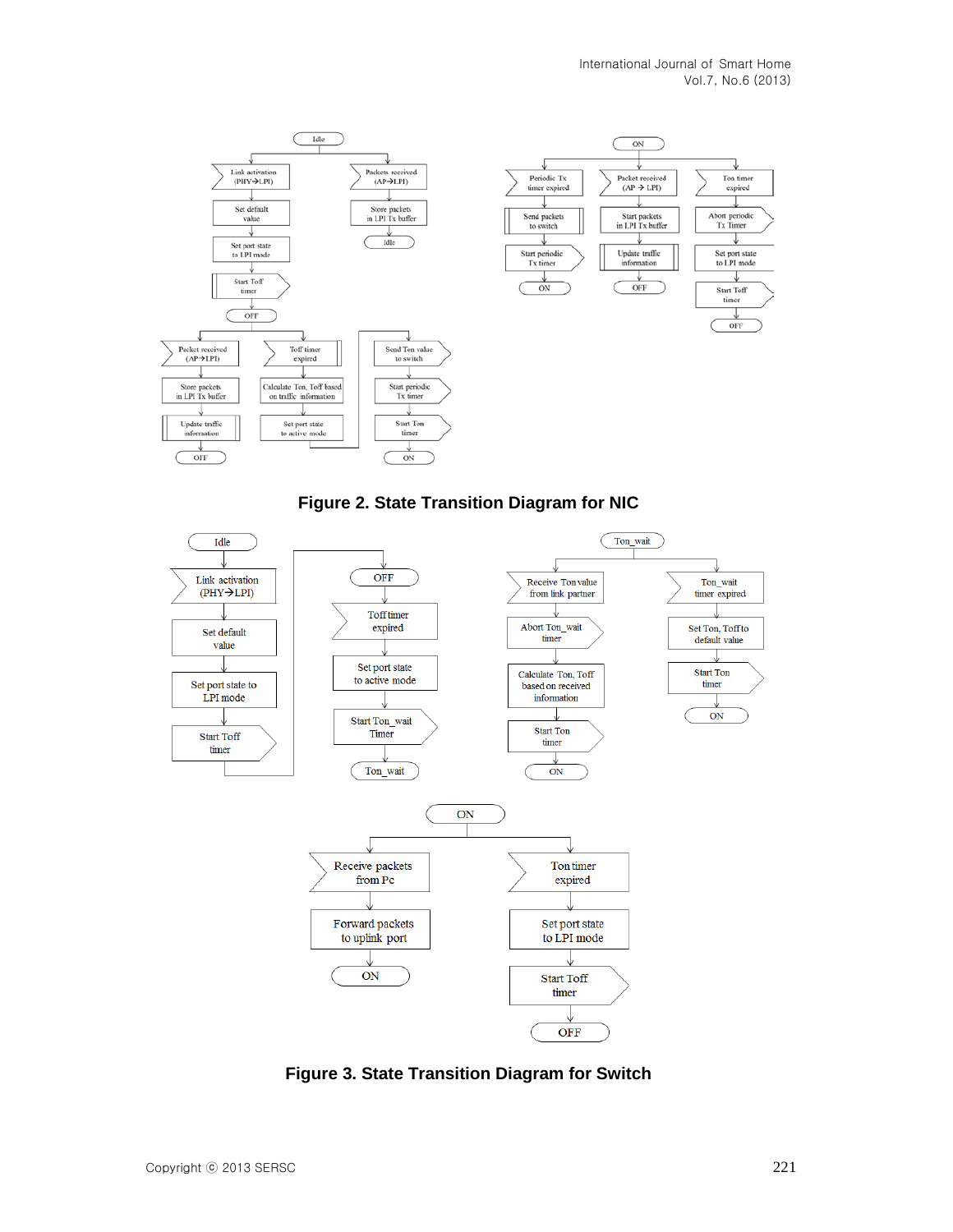**Figure 2. State Transition Diagram for NIC**

**Figure 3. State Transition Diagram for Switch**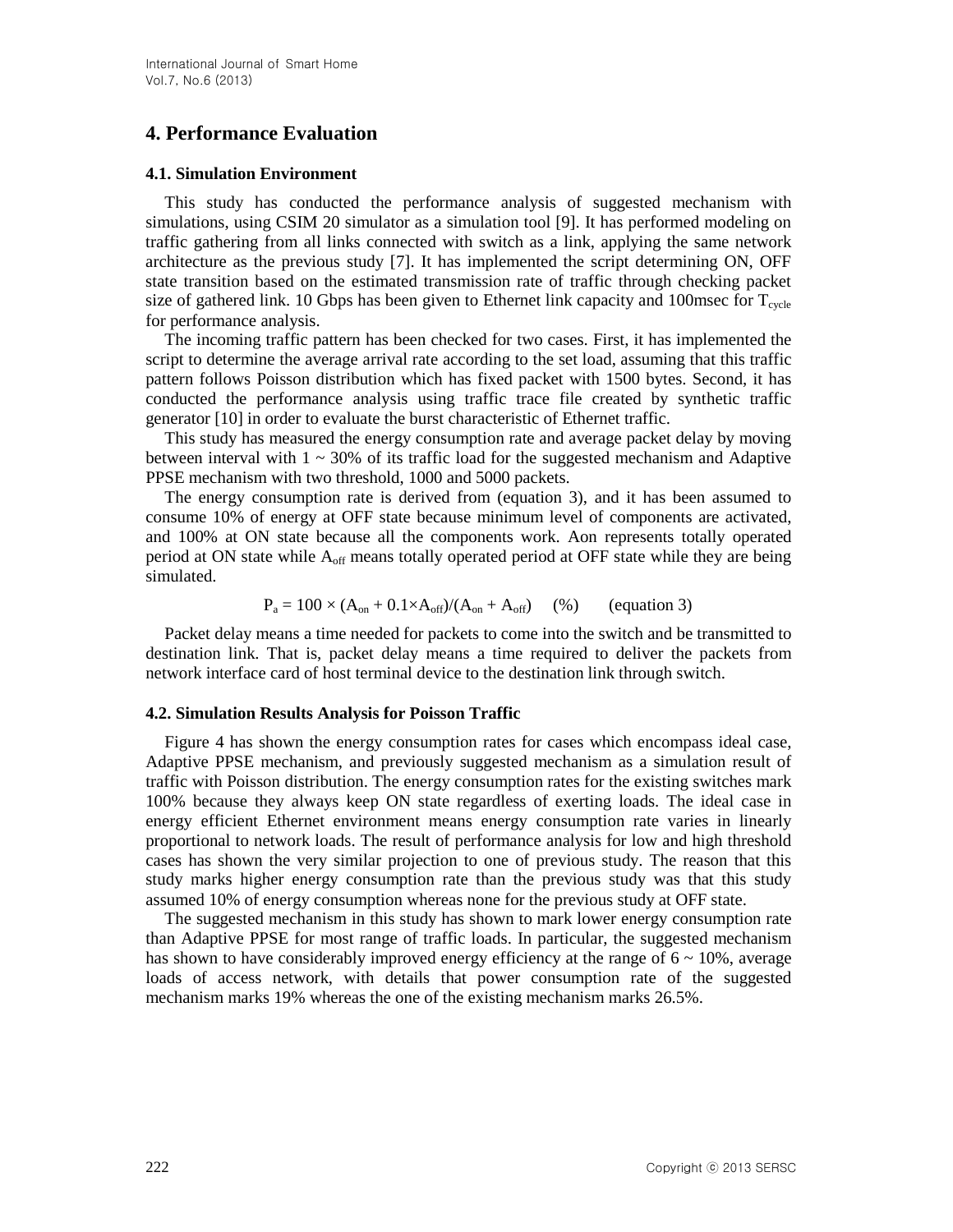## 4. Performance Evaluation

### 4.1. Simulation Environment

This study has conducted the performance analysis of suggested mechanism with simulations, using CSIM 20 simulator as a simulation tool [9]. It has performed modeling on traffic gathering from all links connected with switch as a link, applying the same network architecture as the previous study [7]. It has implemented the script determining ON, OFF state transition based on the estimated transmission rate of traffic through checking packet size of gathered link. 10 Gbps has been given to Ethernet link capacity and 100msec for $T_{cycle}$ for performance analysis.

The incoming traffic pattern has been checked for two cases. First, it has implemented the script to determine the average arrival rate according to the set load, assuming that this traffic pattern follows Poisson distribution which has fixed packet with 1500 bytes. Second, it has conducted the performance analysis using traffic trace file created by synthetic traffic generator [10] in order to evaluate the burst characteristic of Ethernet traffic.

This study has measured the energy consumption rate and average packet delay by moving between interval with 1 ~ 30% of its traffic load for the suggested mechanism and Adaptive PPSE mechanism with two threshold, 1000 and 5000 packets.

The energy consumption rate is derived from (equation 3), and it has been assumed to consume 10% of energy at OFF state because minimum level of components are activated, and 100% at ON state because all the components work. Aon represents totally operated period at ON state while $A_{off}$ means totally operated period at OFF state while they are being simulated.

$$P_a = 100 \times (A_{on} + 0.1 \times A_{off})/(A_{on} + A_{off}) \quad (\%) \qquad \text{(equation 3)}$$

Packet delay means a time needed for packets to come into the switch and be transmitted to destination link. That is, packet delay means a time required to deliver the packets from network interface card of host terminal device to the destination link through switch.

### 4.2. Simulation Results Analysis for Poisson Traffic

Figure 4 has shown the energy consumption rates for cases which encompass ideal case, Adaptive PPSE mechanism, and previously suggested mechanism as a simulation result of traffic with Poisson distribution. The energy consumption rates for the existing switches mark 100% because they always keep ON state regardless of exerting loads. The ideal case in energy efficient Ethernet environment means energy consumption rate varies in linearly proportional to network loads. The result of performance analysis for low and high threshold cases has shown the very similar projection to one of previous study. The reason that this study marks higher energy consumption rate than the previous study was that this study assumed 10% of energy consumption whereas none for the previous study at OFF state.

The suggested mechanism in this study has shown to mark lower energy consumption rate than Adaptive PPSE for most range of traffic loads. In particular, the suggested mechanism has shown to have considerably improved energy efficiency at the range of 6 ~ 10%, average loads of access network, with details that power consumption rate of the suggested mechanism marks 19% whereas the one of the existing mechanism marks 26.5%.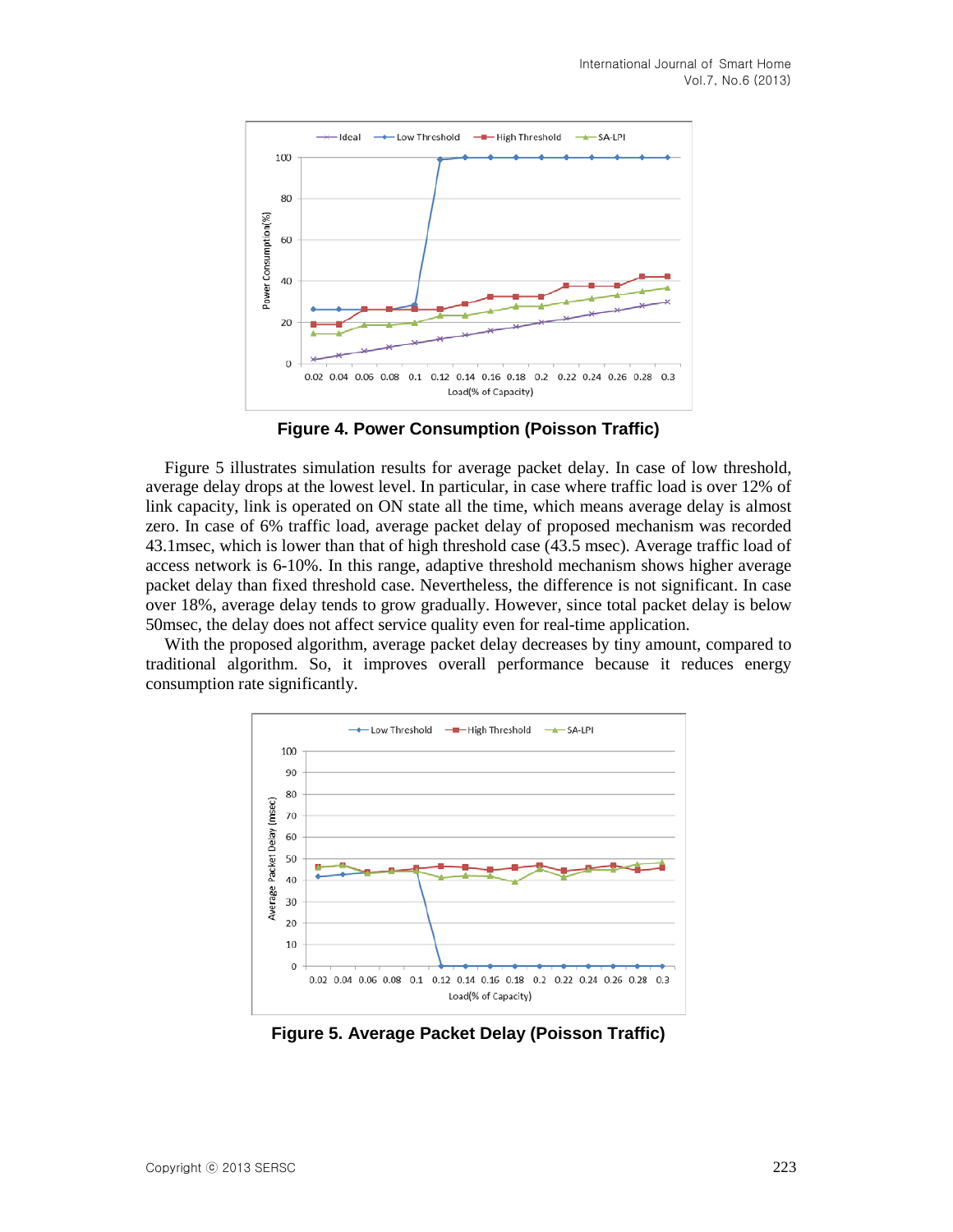Figure 4. Power Consumption (Poisson Traffic)

Figure 5 illustrates simulation results for average packet delay. In case of low threshold, average delay drops at the lowest level. In particular, in case where traffic load is over 12% of link capacity, link is operated on ON state all the time, which means average delay is almost zero. In case of 6% traffic load, average packet delay of proposed mechanism was recorded 43.1msec, which is lower than that of high threshold case (43.5 msec). Average traffic load of access network is 6-10%. In this range, adaptive threshold mechanism shows higher average packet delay than fixed threshold case. Nevertheless, the difference is not significant. In case over 18%, average delay tends to grow gradually. However, since total packet delay is below 50msec, the delay does not affect service quality even for real-time application.

With the proposed algorithm, average packet delay decreases by tiny amount, compared to traditional algorithm. So, it improves overall performance because it reduces energy consumption rate significantly.

Figure 5. Average Packet Delay (Poisson Traffic)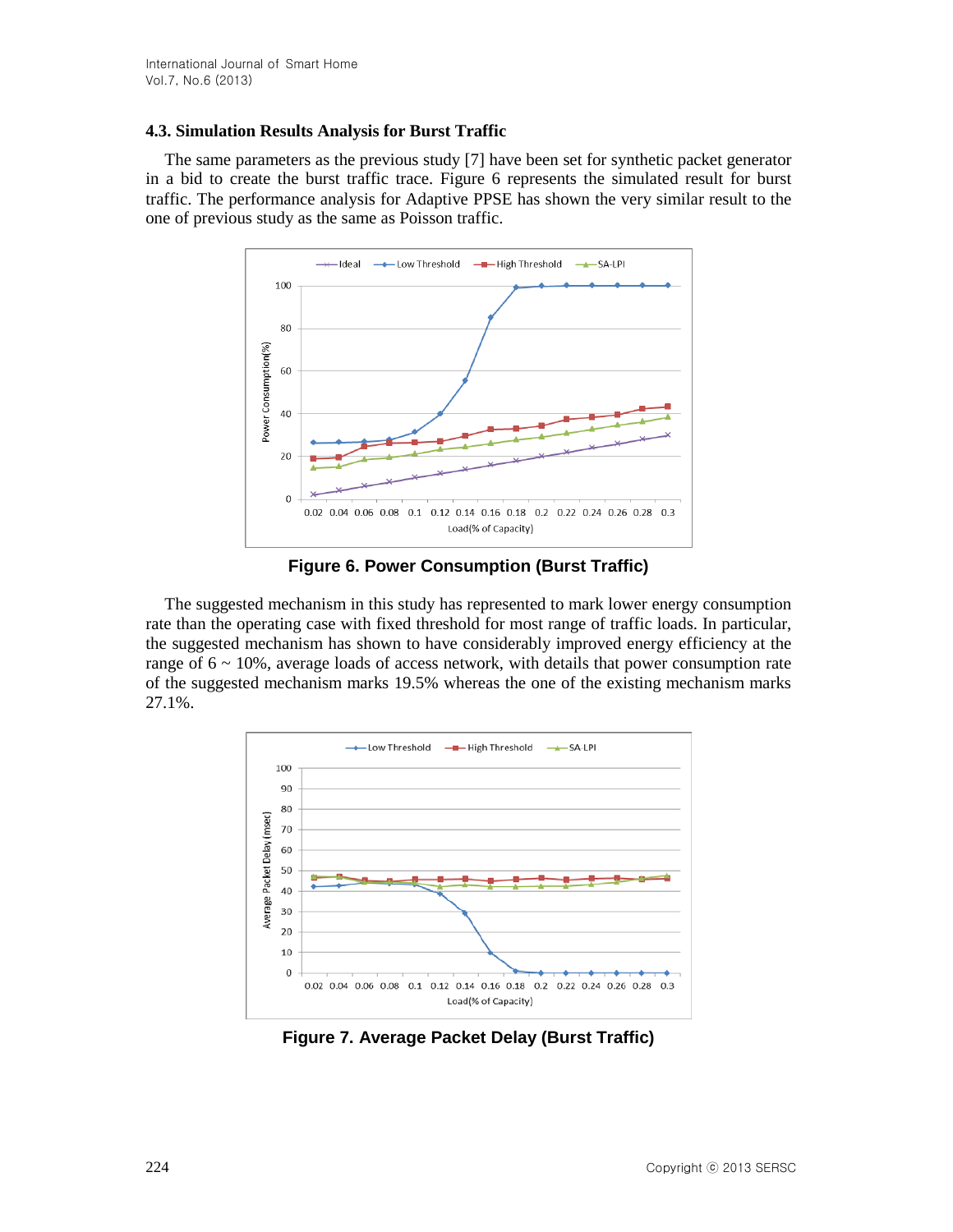### 4.3. Simulation Results Analysis for Burst Traffic

The same parameters as the previous study [7] have been set for synthetic packet generator in a bid to create the burst traffic trace. Figure 6 represents the simulated result for burst traffic. The performance analysis for Adaptive PPSE has shown the very similar result to the one of previous study as the same as Poisson traffic.

**Figure 6. Power Consumption (Burst Traffic)**

The suggested mechanism in this study has represented to mark lower energy consumption rate than the operating case with fixed threshold for most range of traffic loads. In particular, the suggested mechanism has shown to have considerably improved energy efficiency at the range of 6 ~ 10%, average loads of access network, with details that power consumption rate of the suggested mechanism marks 19.5% whereas the one of the existing mechanism marks 27.1%.

**Figure 7. Average Packet Delay (Burst Traffic)**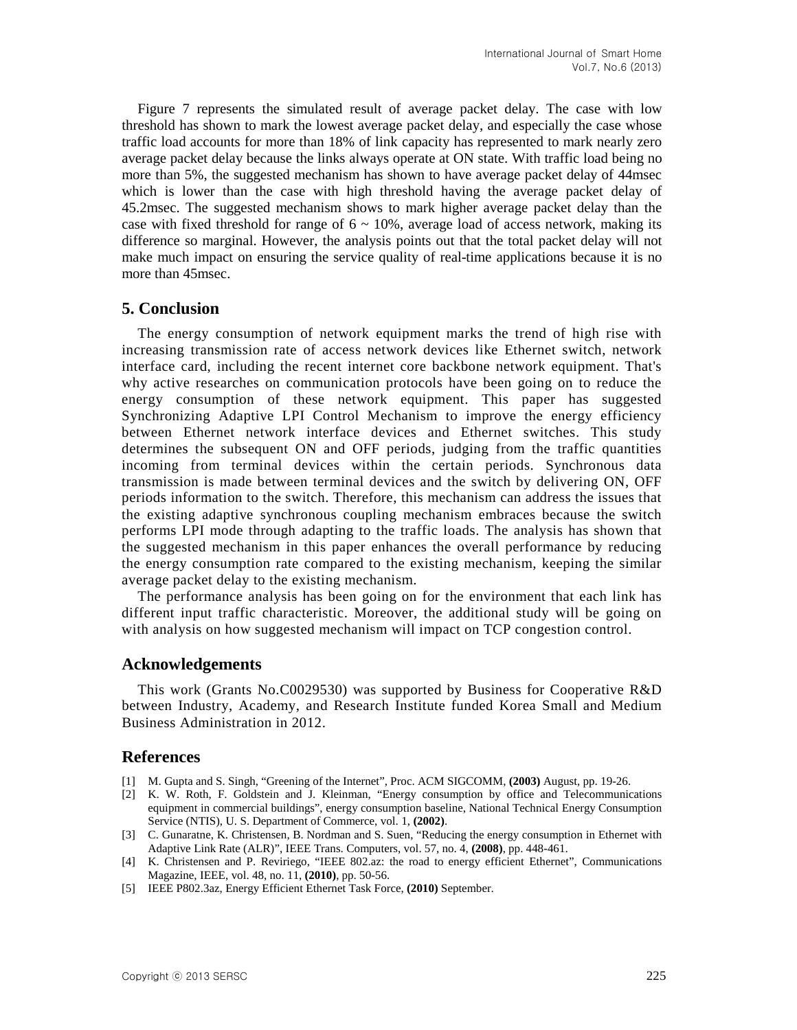Figure 7 represents the simulated result of average packet delay. The case with low threshold has shown to mark the lowest average packet delay, and especially the case whose traffic load accounts for more than 18% of link capacity has represented to mark nearly zero average packet delay because the links always operate at ON state. With traffic load being no more than 5%, the suggested mechanism has shown to have average packet delay of 44msec which is lower than the case with high threshold having the average packet delay of 45.2msec. The suggested mechanism shows to mark higher average packet delay than the case with fixed threshold for range of 6 ~ 10%, average load of access network, making its difference so marginal. However, the analysis points out that the total packet delay will not make much impact on ensuring the service quality of real-time applications because it is no more than 45msec.

## 5. Conclusion

The energy consumption of network equipment marks the trend of high rise with increasing transmission rate of access network devices like Ethernet switch, network interface card, including the recent internet core backbone network equipment. That's why active researches on communication protocols have been going on to reduce the energy consumption of these network equipment. This paper has suggested Synchronizing Adaptive LPI Control Mechanism to improve the energy efficiency between Ethernet network interface devices and Ethernet switches. This study determines the subsequent ON and OFF periods, judging from the traffic quantities incoming from terminal devices within the certain periods. Synchronous data transmission is made between terminal devices and the switch by delivering ON, OFF periods information to the switch. Therefore, this mechanism can address the issues that the existing adaptive synchronous coupling mechanism embraces because the switch performs LPI mode through adapting to the traffic loads. The analysis has shown that the suggested mechanism in this paper enhances the overall performance by reducing the energy consumption rate compared to the existing mechanism, keeping the similar average packet delay to the existing mechanism.

The performance analysis has been going on for the environment that each link has different input traffic characteristic. Moreover, the additional study will be going on with analysis on how suggested mechanism will impact on TCP congestion control.

## Acknowledgements

This work (Grants No.C0029530) was supported by Business for Cooperative R&D between Industry, Academy, and Research Institute funded Korea Small and Medium Business Administration in 2012.

## References

[1] M. Gupta and S. Singh, "Greening of the Internet", Proc. ACM SIGCOMM, **(2003)** August, pp. 19-26.

[2] K. W. Roth, F. Goldstein and J. Kleinman, "Energy consumption by office and Telecommunications equipment in commercial buildings", energy consumption baseline, National Technical Energy Consumption Service (NTIS), U. S. Department of Commerce, vol. 1, **(2002)**.

[3] C. Gunaratne, K. Christensen, B. Nordman and S. Suen, "Reducing the energy consumption in Ethernet with Adaptive Link Rate (ALR)", IEEE Trans. Computers, vol. 57, no. 4, **(2008)**, pp. 448-461.

[4] K. Christensen and P. Reviriego, "IEEE 802.az: the road to energy efficient Ethernet", Communications Magazine, IEEE, vol. 48, no. 11, **(2010)**, pp. 50-56.

[5] IEEE P802.3az, Energy Efficient Ethernet Task Force, **(2010)** September.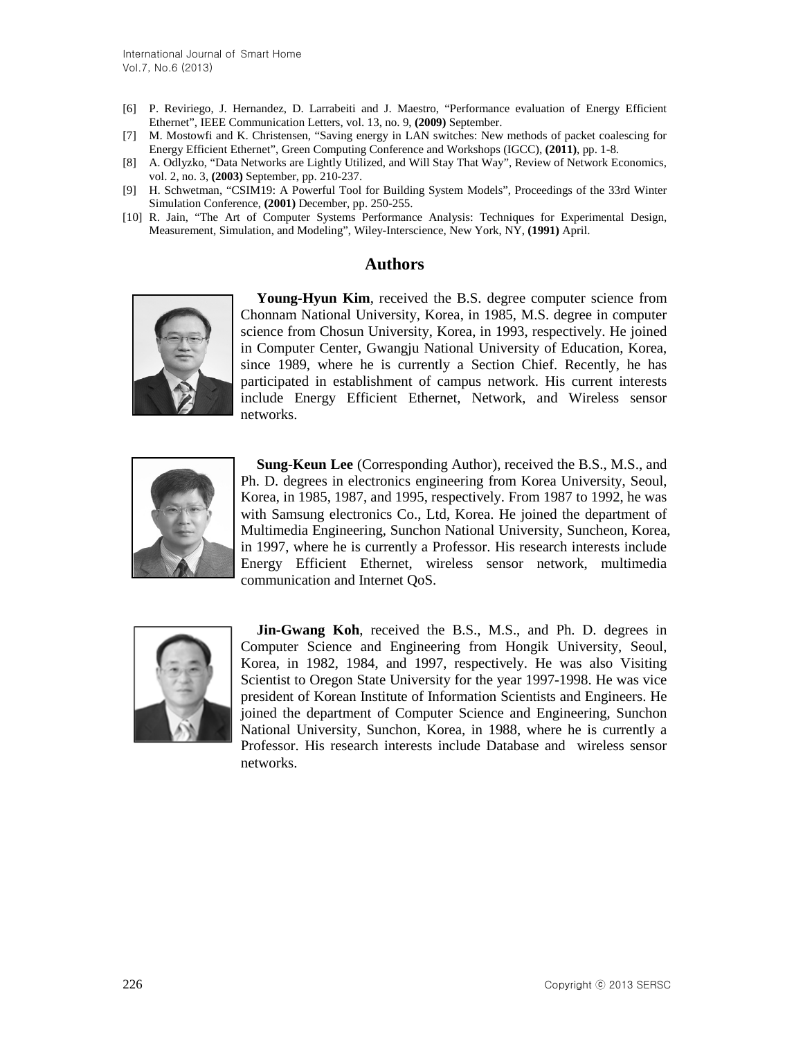[6] P. Reviriego, J. Hernandez, D. Larrabeiti and J. Maestro, "Performance evaluation of Energy Efficient Ethernet", IEEE Communication Letters, vol. 13, no. 9, **(2009)** September.

[7] M. Mostowfi and K. Christensen, "Saving energy in LAN switches: New methods of packet coalescing for Energy Efficient Ethernet", Green Computing Conference and Workshops (IGCC), **(2011)**, pp. 1-8.

[8] A. Odlyzko, "Data Networks are Lightly Utilized, and Will Stay That Way", Review of Network Economics, vol. 2, no. 3, **(2003)** September, pp. 210-237.

[9] H. Schwetman, "CSIM19: A Powerful Tool for Building System Models", Proceedings of the 33rd Winter Simulation Conference, **(2001)** December, pp. 250-255.

[10] R. Jain, "The Art of Computer Systems Performance Analysis: Techniques for Experimental Design, Measurement, Simulation, and Modeling", Wiley-Interscience, New York, NY, **(1991)** April.

## Authors

**Young-Hyun Kim**, received the B.S. degree computer science from Chonnam National University, Korea, in 1985, M.S. degree in computer science from Chosun University, Korea, in 1993, respectively. He joined in Computer Center, Gwangju National University of Education, Korea, since 1989, where he is currently a Section Chief. Recently, he has participated in establishment of campus network. His current interests include Energy Efficient Ethernet, Network, and Wireless sensor networks.

**Sung-Keun Lee** (Corresponding Author), received the B.S., M.S., and Ph. D. degrees in electronics engineering from Korea University, Seoul, Korea, in 1985, 1987, and 1995, respectively. From 1987 to 1992, he was with Samsung electronics Co., Ltd, Korea. He joined the department of Multimedia Engineering, Sunchon National University, Suncheon, Korea, in 1997, where he is currently a Professor. His research interests include Energy Efficient Ethernet, wireless sensor network, multimedia communication and Internet QoS.

**Jin-Gwang Koh**, received the B.S., M.S., and Ph. D. degrees in Computer Science and Engineering from Hongik University, Seoul, Korea, in 1982, 1984, and 1997, respectively. He was also Visiting Scientist to Oregon State University for the year 1997-1998. He was vice president of Korean Institute of Information Scientists and Engineers. He joined the department of Computer Science and Engineering, Sunchon National University, Sunchon, Korea, in 1988, where he is currently a Professor. His research interests include Database and wireless sensor networks.